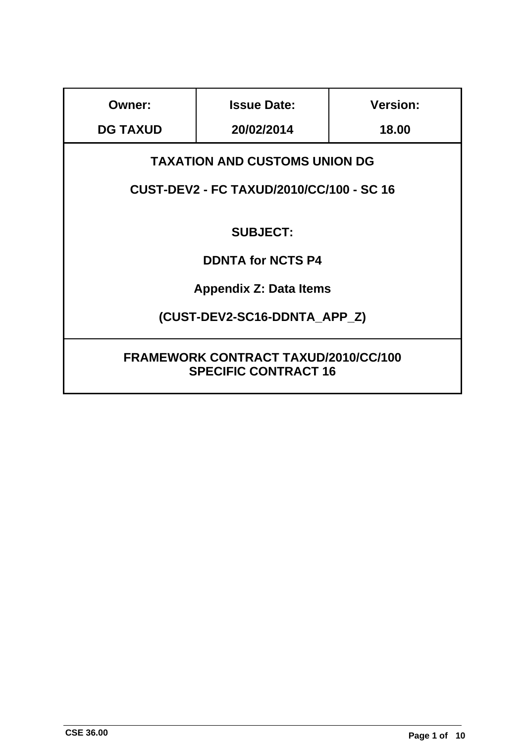| Owner: | Issue Date: | Version: |
|---|---|---|
| **DG TAXUD** | **20/02/2014** | **18.00** |

**TAXATION AND CUSTOMS UNION DG**

**CUST-DEV2 - FC TAXUD/2010/CC/100 - SC 16**

**SUBJECT:**

**DDNTA for NCTS P4**

**Appendix Z: Data Items**

**(CUST-DEV2-SC16-DDNTA_APP_Z)**

**FRAMEWORK CONTRACT TAXUD/2010/CC/100**
**SPECIFIC CONTRACT 16**

CSE 36.00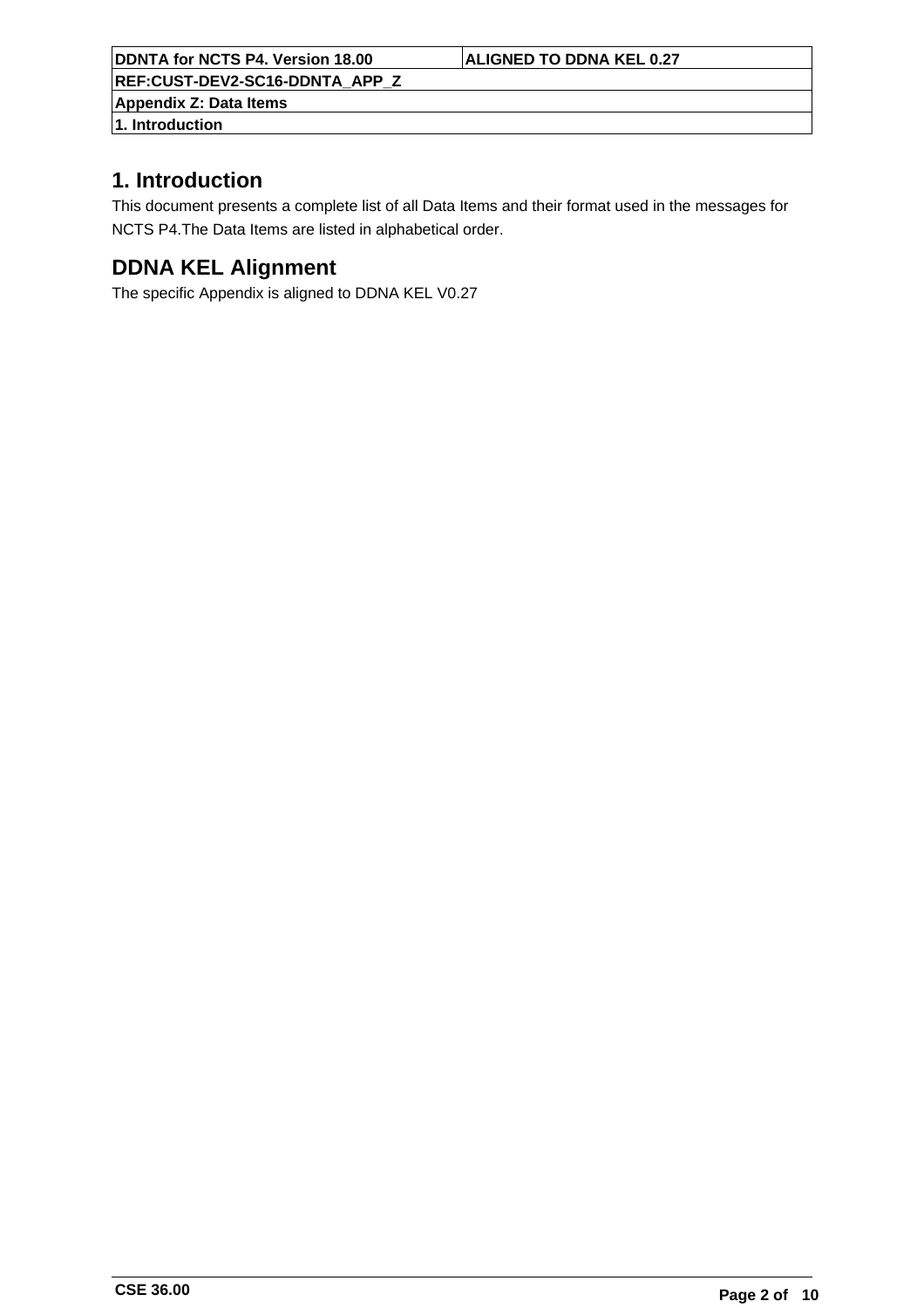# 1. Introduction

This document presents a complete list of all Data Items and their format used in the messages for NCTS P4.The Data Items are listed in alphabetical order.

# DDNA KEL Alignment

The specific Appendix is aligned to DDNA KEL V0.27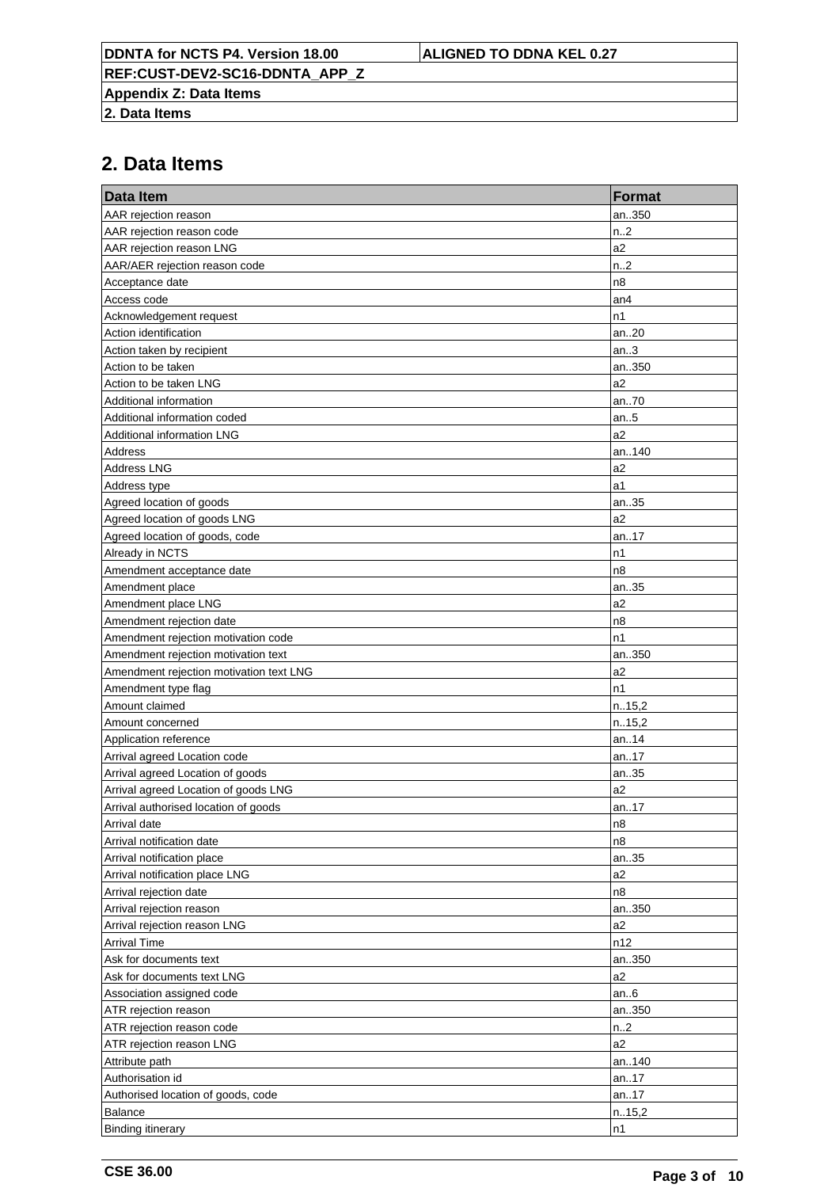## 2. Data Items

| Data Item | Format |
|---|---|
| AAR rejection reason | an..350 |
| AAR rejection reason code | n..2 |
| AAR rejection reason LNG | a2 |
| AAR/AER rejection reason code | n..2 |
| Acceptance date | n8 |
| Access code | an4 |
| Acknowledgement request | n1 |
| Action identification | an..20 |
| Action taken by recipient | an..3 |
| Action to be taken | an..350 |
| Action to be taken LNG | a2 |
| Additional information | an..70 |
| Additional information coded | an..5 |
| Additional information LNG | a2 |
| Address | an..140 |
| Address LNG | a2 |
| Address type | a1 |
| Agreed location of goods | an..35 |
| Agreed location of goods LNG | a2 |
| Agreed location of goods, code | an..17 |
| Already in NCTS | n1 |
| Amendment acceptance date | n8 |
| Amendment place | an..35 |
| Amendment place LNG | a2 |
| Amendment rejection date | n8 |
| Amendment rejection motivation code | n1 |
| Amendment rejection motivation text | an..350 |
| Amendment rejection motivation text LNG | a2 |
| Amendment type flag | n1 |
| Amount claimed | n..15,2 |
| Amount concerned | n..15,2 |
| Application reference | an..14 |
| Arrival agreed Location code | an..17 |
| Arrival agreed Location of goods | an..35 |
| Arrival agreed Location of goods LNG | a2 |
| Arrival authorised location of goods | an..17 |
| Arrival date | n8 |
| Arrival notification date | n8 |
| Arrival notification place | an..35 |
| Arrival notification place LNG | a2 |
| Arrival rejection date | n8 |
| Arrival rejection reason | an..350 |
| Arrival rejection reason LNG | a2 |
| Arrival Time | n12 |
| Ask for documents text | an..350 |
| Ask for documents text LNG | a2 |
| Association assigned code | an..6 |
| ATR rejection reason | an..350 |
| ATR rejection reason code | n..2 |
| ATR rejection reason LNG | a2 |
| Attribute path | an..140 |
| Authorisation id | an..17 |
| Authorised location of goods, code | an..17 |
| Balance | n..15,2 |
| Binding itinerary | n1 |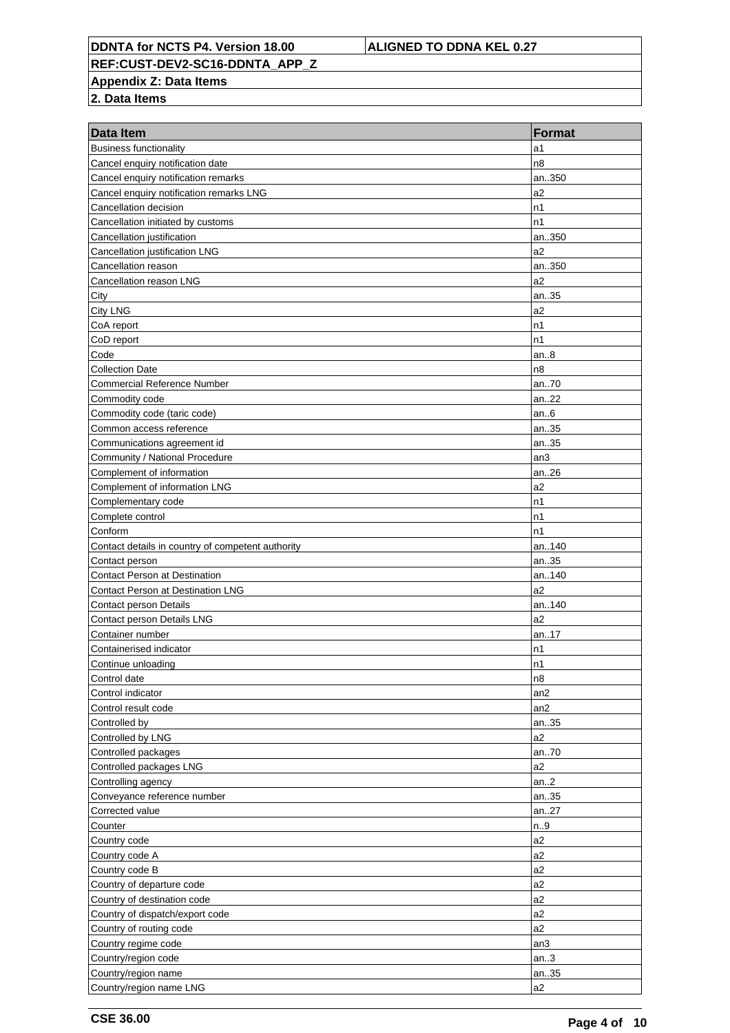| Data Item | Format |
| --- | --- |
| Business functionality | a1 |
| Cancel enquiry notification date | n8 |
| Cancel enquiry notification remarks | an..350 |
| Cancel enquiry notification remarks LNG | a2 |
| Cancellation decision | n1 |
| Cancellation initiated by customs | n1 |
| Cancellation justification | an..350 |
| Cancellation justification LNG | a2 |
| Cancellation reason | an..350 |
| Cancellation reason LNG | a2 |
| City | an..35 |
| City LNG | a2 |
| CoA report | n1 |
| CoD report | n1 |
| Code | an..8 |
| Collection Date | n8 |
| Commercial Reference Number | an..70 |
| Commodity code | an..22 |
| Commodity code (taric code) | an..6 |
| Common access reference | an..35 |
| Communications agreement id | an..35 |
| Community / National Procedure | an3 |
| Complement of information | an..26 |
| Complement of information LNG | a2 |
| Complementary code | n1 |
| Complete control | n1 |
| Conform | n1 |
| Contact details in country of competent authority | an..140 |
| Contact person | an..35 |
| Contact Person at Destination | an..140 |
| Contact Person at Destination LNG | a2 |
| Contact person Details | an..140 |
| Contact person Details LNG | a2 |
| Container number | an..17 |
| Containerised indicator | n1 |
| Continue unloading | n1 |
| Control date | n8 |
| Control indicator | an2 |
| Control result code | an2 |
| Controlled by | an..35 |
| Controlled by LNG | a2 |
| Controlled packages | an..70 |
| Controlled packages LNG | a2 |
| Controlling agency | an..2 |
| Conveyance reference number | an..35 |
| Corrected value | an..27 |
| Counter | n..9 |
| Country code | a2 |
| Country code A | a2 |
| Country code B | a2 |
| Country of departure code | a2 |
| Country of destination code | a2 |
| Country of dispatch/export code | a2 |
| Country of routing code | a2 |
| Country regime code | an3 |
| Country/region code | an..3 |
| Country/region name | an..35 |
| Country/region name LNG | a2 |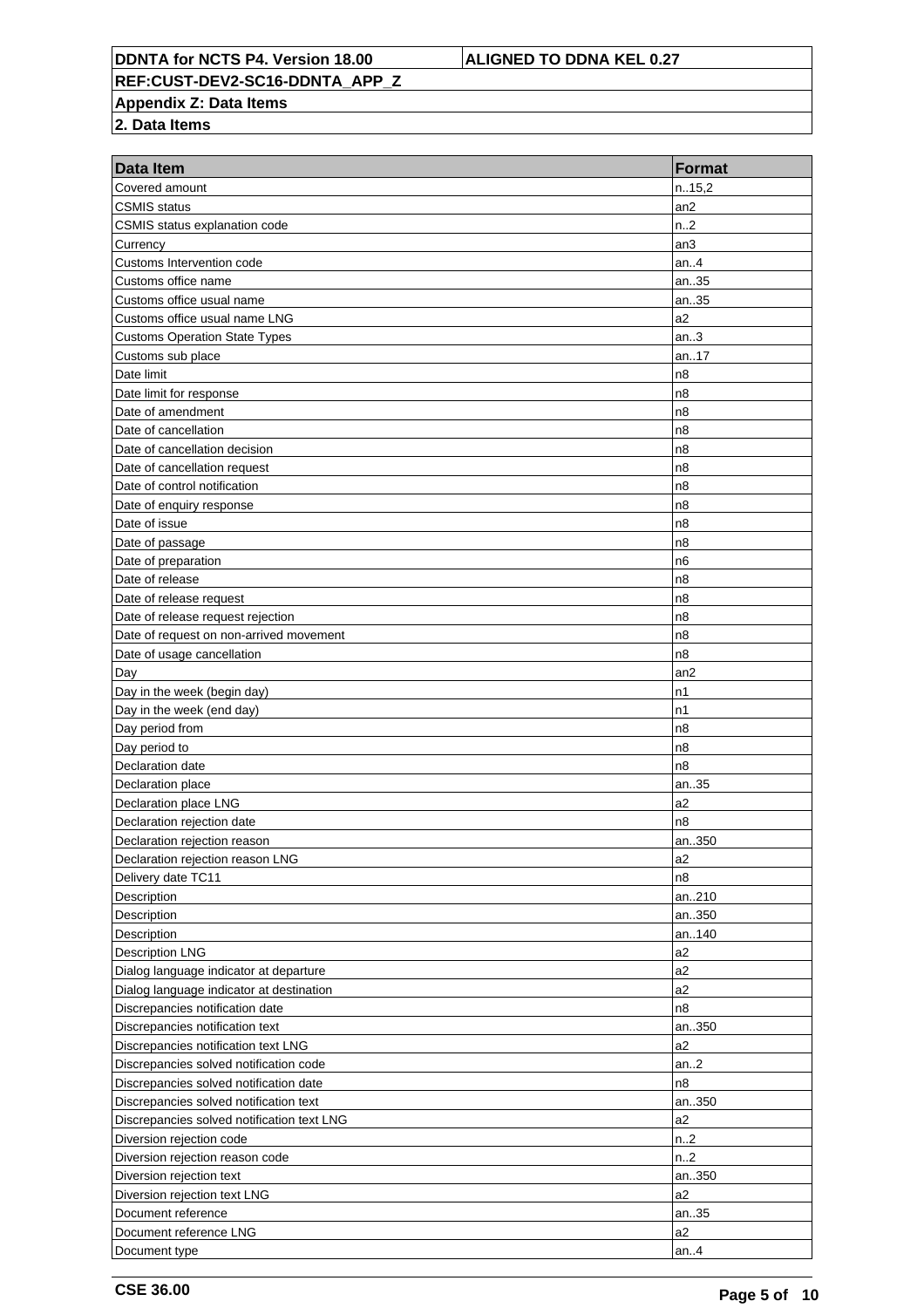**DDNTA for NCTS P4. Version 18.00** | **ALIGNED TO DDNA KEL 0.27**

**REF:CUST-DEV2-SC16-DDNTA_APP_Z**

**Appendix Z: Data Items**

**2. Data Items**

| Data Item | Format |
|---|---|
| Covered amount | n..15,2 |
| CSMIS status | an2 |
| CSMIS status explanation code | n..2 |
| Currency | an3 |
| Customs Intervention code | an..4 |
| Customs office name | an..35 |
| Customs office usual name | an..35 |
| Customs office usual name LNG | a2 |
| Customs Operation State Types | an..3 |
| Customs sub place | an..17 |
| Date limit | n8 |
| Date limit for response | n8 |
| Date of amendment | n8 |
| Date of cancellation | n8 |
| Date of cancellation decision | n8 |
| Date of cancellation request | n8 |
| Date of control notification | n8 |
| Date of enquiry response | n8 |
| Date of issue | n8 |
| Date of passage | n8 |
| Date of preparation | n6 |
| Date of release | n8 |
| Date of release request | n8 |
| Date of release request rejection | n8 |
| Date of request on non-arrived movement | n8 |
| Date of usage cancellation | n8 |
| Day | an2 |
| Day in the week (begin day) | n1 |
| Day in the week (end day) | n1 |
| Day period from | n8 |
| Day period to | n8 |
| Declaration date | n8 |
| Declaration place | an..35 |
| Declaration place LNG | a2 |
| Declaration rejection date | n8 |
| Declaration rejection reason | an..350 |
| Declaration rejection reason LNG | a2 |
| Delivery date TC11 | n8 |
| Description | an..210 |
| Description | an..350 |
| Description | an..140 |
| Description LNG | a2 |
| Dialog language indicator at departure | a2 |
| Dialog language indicator at destination | a2 |
| Discrepancies notification date | n8 |
| Discrepancies notification text | an..350 |
| Discrepancies notification text LNG | a2 |
| Discrepancies solved notification code | an..2 |
| Discrepancies solved notification date | n8 |
| Discrepancies solved notification text | an..350 |
| Discrepancies solved notification text LNG | a2 |
| Diversion rejection code | n..2 |
| Diversion rejection reason code | n..2 |
| Diversion rejection text | an..350 |
| Diversion rejection text LNG | a2 |
| Document reference | an..35 |
| Document reference LNG | a2 |
| Document type | an..4 |

**CSE 36.00**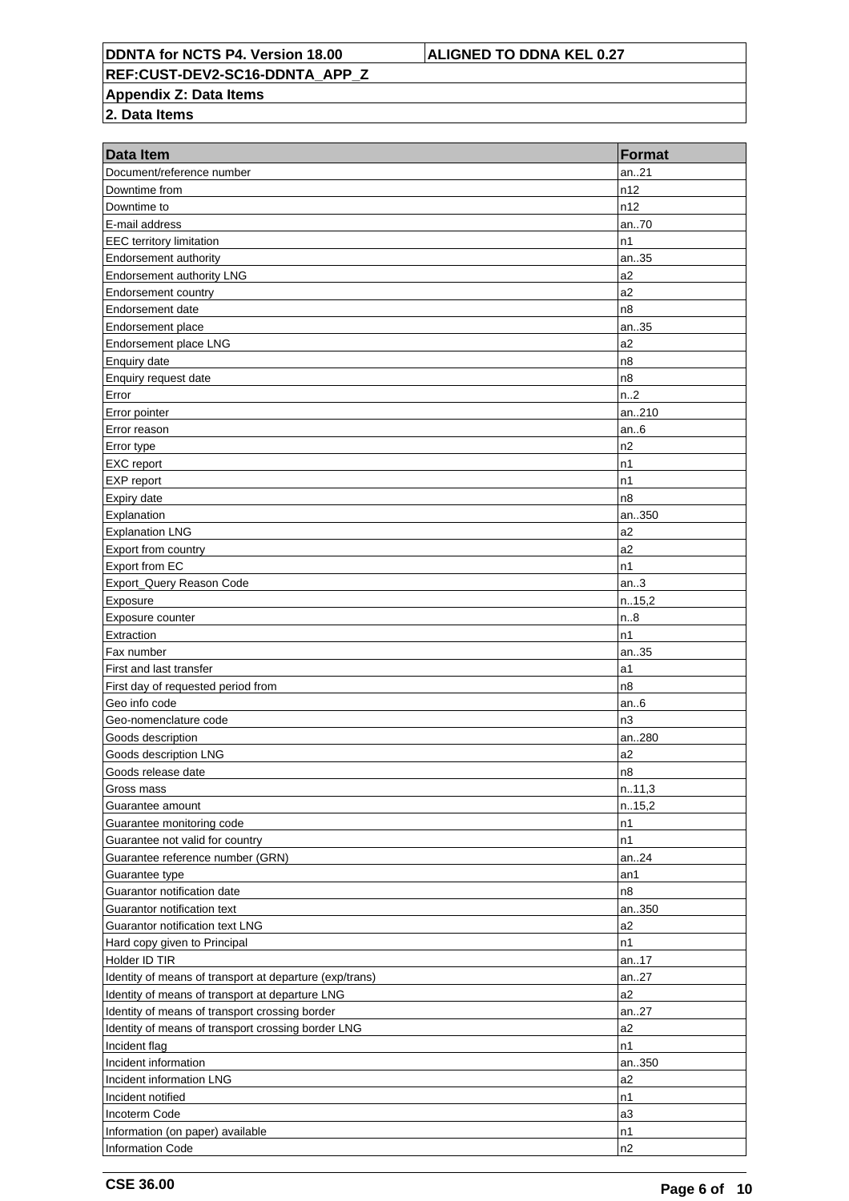| Data Item | Format |
|---|---|
| Document/reference number | an..21 |
| Downtime from | n12 |
| Downtime to | n12 |
| E-mail address | an..70 |
| EEC territory limitation | n1 |
| Endorsement authority | an..35 |
| Endorsement authority LNG | a2 |
| Endorsement country | a2 |
| Endorsement date | n8 |
| Endorsement place | an..35 |
| Endorsement place LNG | a2 |
| Enquiry date | n8 |
| Enquiry request date | n8 |
| Error | n..2 |
| Error pointer | an..210 |
| Error reason | an..6 |
| Error type | n2 |
| EXC report | n1 |
| EXP report | n1 |
| Expiry date | n8 |
| Explanation | an..350 |
| Explanation LNG | a2 |
| Export from country | a2 |
| Export from EC | n1 |
| Export_Query Reason Code | an..3 |
| Exposure | n..15,2 |
| Exposure counter | n..8 |
| Extraction | n1 |
| Fax number | an..35 |
| First and last transfer | a1 |
| First day of requested period from | n8 |
| Geo info code | an..6 |
| Geo-nomenclature code | n3 |
| Goods description | an..280 |
| Goods description LNG | a2 |
| Goods release date | n8 |
| Gross mass | n..11,3 |
| Guarantee amount | n..15,2 |
| Guarantee monitoring code | n1 |
| Guarantee not valid for country | n1 |
| Guarantee reference number (GRN) | an..24 |
| Guarantee type | an1 |
| Guarantor notification date | n8 |
| Guarantor notification text | an..350 |
| Guarantor notification text LNG | a2 |
| Hard copy given to Principal | n1 |
| Holder ID TIR | an..17 |
| Identity of means of transport at departure (exp/trans) | an..27 |
| Identity of means of transport at departure LNG | a2 |
| Identity of means of transport crossing border | an..27 |
| Identity of means of transport crossing border LNG | a2 |
| Incident flag | n1 |
| Incident information | an..350 |
| Incident information LNG | a2 |
| Incident notified | n1 |
| Incoterm Code | a3 |
| Information (on paper) available | n1 |
| Information Code | n2 |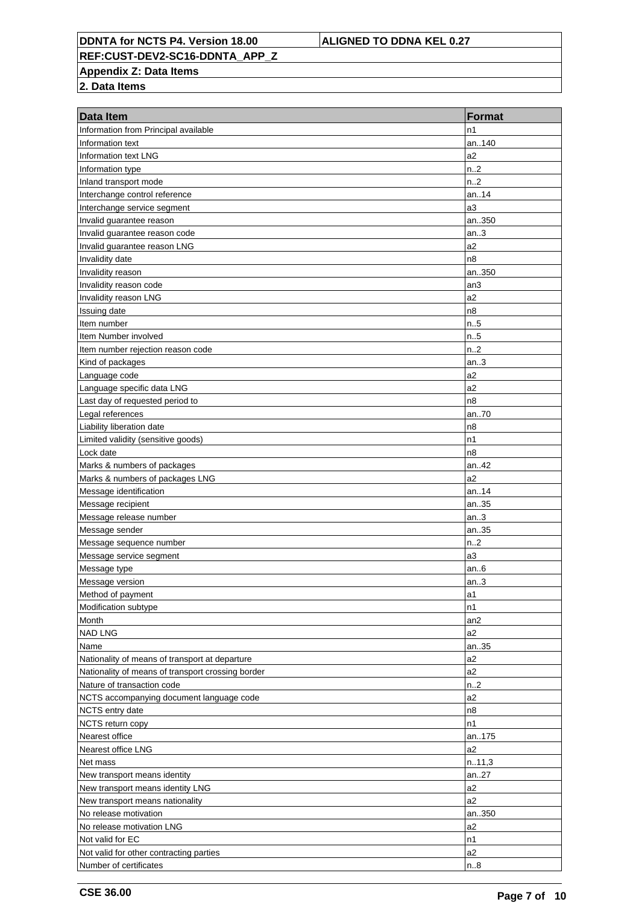| Data Item | Format |
|---|---|
| Information from Principal available | n1 |
| Information text | an..140 |
| Information text LNG | a2 |
| Information type | n..2 |
| Inland transport mode | n..2 |
| Interchange control reference | an..14 |
| Interchange service segment | a3 |
| Invalid guarantee reason | an..350 |
| Invalid guarantee reason code | an..3 |
| Invalid guarantee reason LNG | a2 |
| Invalidity date | n8 |
| Invalidity reason | an..350 |
| Invalidity reason code | an3 |
| Invalidity reason LNG | a2 |
| Issuing date | n8 |
| Item number | n..5 |
| Item Number involved | n..5 |
| Item number rejection reason code | n..2 |
| Kind of packages | an..3 |
| Language code | a2 |
| Language specific data LNG | a2 |
| Last day of requested period to | n8 |
| Legal references | an..70 |
| Liability liberation date | n8 |
| Limited validity (sensitive goods) | n1 |
| Lock date | n8 |
| Marks & numbers of packages | an..42 |
| Marks & numbers of packages LNG | a2 |
| Message identification | an..14 |
| Message recipient | an..35 |
| Message release number | an..3 |
| Message sender | an..35 |
| Message sequence number | n..2 |
| Message service segment | a3 |
| Message type | an..6 |
| Message version | an..3 |
| Method of payment | a1 |
| Modification subtype | n1 |
| Month | an2 |
| NAD LNG | a2 |
| Name | an..35 |
| Nationality of means of transport at departure | a2 |
| Nationality of means of transport crossing border | a2 |
| Nature of transaction code | n..2 |
| NCTS accompanying document language code | a2 |
| NCTS entry date | n8 |
| NCTS return copy | n1 |
| Nearest office | an..175 |
| Nearest office LNG | a2 |
| Net mass | n..11,3 |
| New transport means identity | an..27 |
| New transport means identity LNG | a2 |
| New transport means nationality | a2 |
| No release motivation | an..350 |
| No release motivation LNG | a2 |
| Not valid for EC | n1 |
| Not valid for other contracting parties | a2 |
| Number of certificates | n..8 |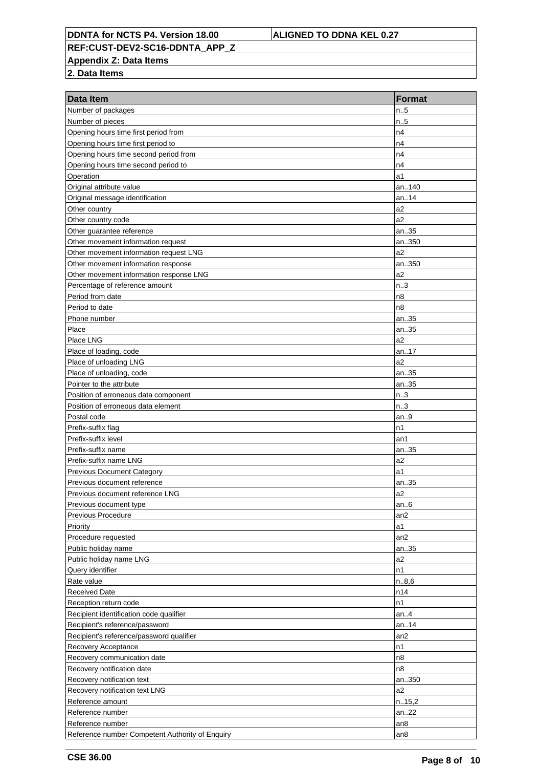| Data Item | Format |
|---|---|
| Number of packages | n..5 |
| Number of pieces | n..5 |
| Opening hours time first period from | n4 |
| Opening hours time first period to | n4 |
| Opening hours time second period from | n4 |
| Opening hours time second period to | n4 |
| Operation | a1 |
| Original attribute value | an..140 |
| Original message identification | an..14 |
| Other country | a2 |
| Other country code | a2 |
| Other guarantee reference | an..35 |
| Other movement information request | an..350 |
| Other movement information request LNG | a2 |
| Other movement information response | an..350 |
| Other movement information response LNG | a2 |
| Percentage of reference amount | n..3 |
| Period from date | n8 |
| Period to date | n8 |
| Phone number | an..35 |
| Place | an..35 |
| Place LNG | a2 |
| Place of loading, code | an..17 |
| Place of unloading LNG | a2 |
| Place of unloading, code | an..35 |
| Pointer to the attribute | an..35 |
| Position of erroneous data component | n..3 |
| Position of erroneous data element | n..3 |
| Postal code | an..9 |
| Prefix-suffix flag | n1 |
| Prefix-suffix level | an1 |
| Prefix-suffix name | an..35 |
| Prefix-suffix name LNG | a2 |
| Previous Document Category | a1 |
| Previous document reference | an..35 |
| Previous document reference LNG | a2 |
| Previous document type | an..6 |
| Previous Procedure | an2 |
| Priority | a1 |
| Procedure requested | an2 |
| Public holiday name | an..35 |
| Public holiday name LNG | a2 |
| Query identifier | n1 |
| Rate value | n..8,6 |
| Received Date | n14 |
| Reception return code | n1 |
| Recipient identification code qualifier | an..4 |
| Recipient's reference/password | an..14 |
| Recipient's reference/password qualifier | an2 |
| Recovery Acceptance | n1 |
| Recovery communication date | n8 |
| Recovery notification date | n8 |
| Recovery notification text | an..350 |
| Recovery notification text LNG | a2 |
| Reference amount | n..15,2 |
| Reference number | an..22 |
| Reference number | an8 |
| Reference number Competent Authority of Enquiry | an8 |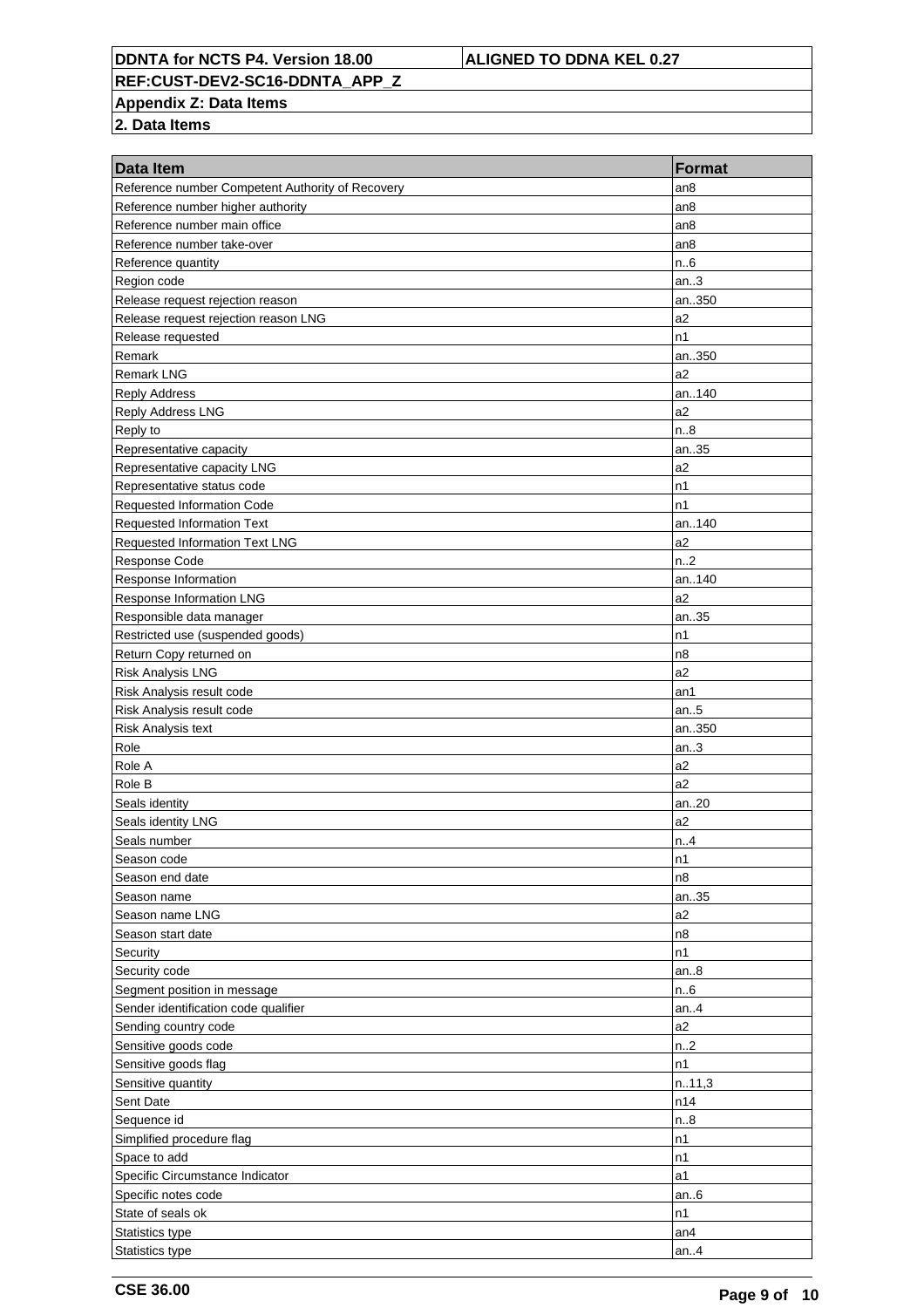| Data Item | Format |
|---|---|
| Reference number Competent Authority of Recovery | an8 |
| Reference number higher authority | an8 |
| Reference number main office | an8 |
| Reference number take-over | an8 |
| Reference quantity | n..6 |
| Region code | an..3 |
| Release request rejection reason | an..350 |
| Release request rejection reason LNG | a2 |
| Release requested | n1 |
| Remark | an..350 |
| Remark LNG | a2 |
| Reply Address | an..140 |
| Reply Address LNG | a2 |
| Reply to | n..8 |
| Representative capacity | an..35 |
| Representative capacity LNG | a2 |
| Representative status code | n1 |
| Requested Information Code | n1 |
| Requested Information Text | an..140 |
| Requested Information Text LNG | a2 |
| Response Code | n..2 |
| Response Information | an..140 |
| Response Information LNG | a2 |
| Responsible data manager | an..35 |
| Restricted use (suspended goods) | n1 |
| Return Copy returned on | n8 |
| Risk Analysis LNG | a2 |
| Risk Analysis result code | an1 |
| Risk Analysis result code | an..5 |
| Risk Analysis text | an..350 |
| Role | an..3 |
| Role A | a2 |
| Role B | a2 |
| Seals identity | an..20 |
| Seals identity LNG | a2 |
| Seals number | n..4 |
| Season code | n1 |
| Season end date | n8 |
| Season name | an..35 |
| Season name LNG | a2 |
| Season start date | n8 |
| Security | n1 |
| Security code | an..8 |
| Segment position in message | n..6 |
| Sender identification code qualifier | an..4 |
| Sending country code | a2 |
| Sensitive goods code | n..2 |
| Sensitive goods flag | n1 |
| Sensitive quantity | n..11,3 |
| Sent Date | n14 |
| Sequence id | n..8 |
| Simplified procedure flag | n1 |
| Space to add | n1 |
| Specific Circumstance Indicator | a1 |
| Specific notes code | an..6 |
| State of seals ok | n1 |
| Statistics type | an4 |
| Statistics type | an..4 |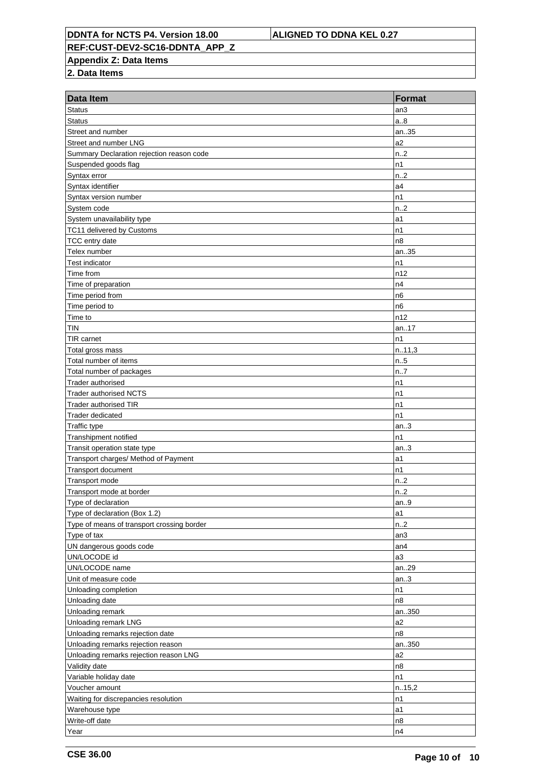| Data Item | Format |
|---|---|
| Status | an3 |
| Status | a..8 |
| Street and number | an..35 |
| Street and number LNG | a2 |
| Summary Declaration rejection reason code | n..2 |
| Suspended goods flag | n1 |
| Syntax error | n..2 |
| Syntax identifier | a4 |
| Syntax version number | n1 |
| System code | n..2 |
| System unavailability type | a1 |
| TC11 delivered by Customs | n1 |
| TCC entry date | n8 |
| Telex number | an..35 |
| Test indicator | n1 |
| Time from | n12 |
| Time of preparation | n4 |
| Time period from | n6 |
| Time period to | n6 |
| Time to | n12 |
| TIN | an..17 |
| TIR carnet | n1 |
| Total gross mass | n..11,3 |
| Total number of items | n..5 |
| Total number of packages | n..7 |
| Trader authorised | n1 |
| Trader authorised NCTS | n1 |
| Trader authorised TIR | n1 |
| Trader dedicated | n1 |
| Traffic type | an..3 |
| Transhipment notified | n1 |
| Transit operation state type | an..3 |
| Transport charges/ Method of Payment | a1 |
| Transport document | n1 |
| Transport mode | n..2 |
| Transport mode at border | n..2 |
| Type of declaration | an..9 |
| Type of declaration (Box 1.2) | a1 |
| Type of means of transport crossing border | n..2 |
| Type of tax | an3 |
| UN dangerous goods code | an4 |
| UN/LOCODE id | a3 |
| UN/LOCODE name | an..29 |
| Unit of measure code | an..3 |
| Unloading completion | n1 |
| Unloading date | n8 |
| Unloading remark | an..350 |
| Unloading remark LNG | a2 |
| Unloading remarks rejection date | n8 |
| Unloading remarks rejection reason | an..350 |
| Unloading remarks rejection reason LNG | a2 |
| Validity date | n8 |
| Variable holiday date | n1 |
| Voucher amount | n..15,2 |
| Waiting for discrepancies resolution | n1 |
| Warehouse type | a1 |
| Write-off date | n8 |
| Year | n4 |